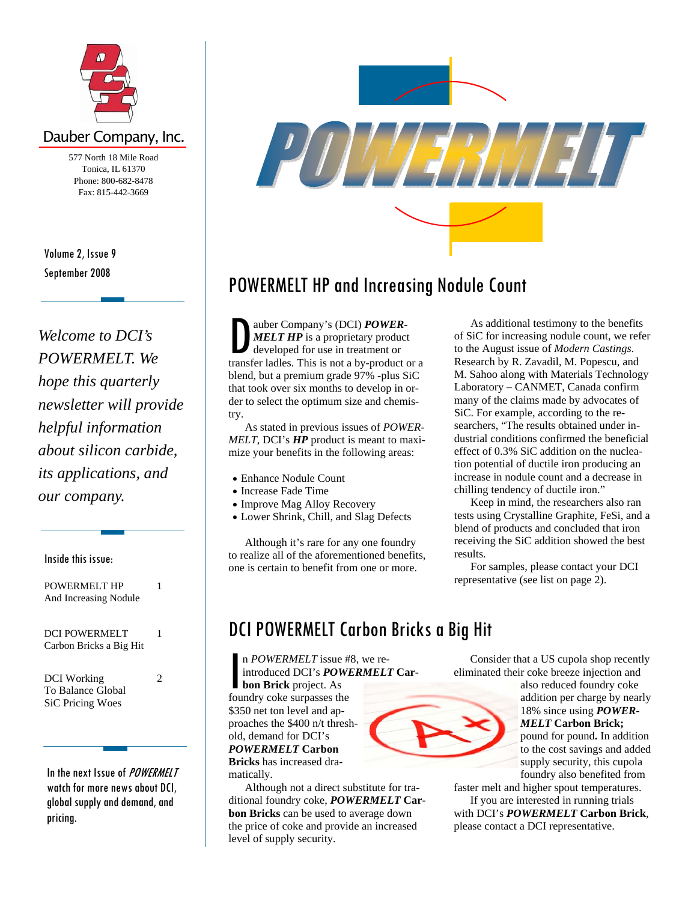Dauber Company, Inc.

577 North 18 Mile Road
Tonica, IL 61370
Phone: 800-682-8478
Fax: 815-442-3669

Volume 2, Issue 9
September 2008

*Welcome to DCI's POWERMELT. We hope this quarterly newsletter will provide helpful information about silicon carbide, its applications, and our company.*

Inside this issue:

| | |
|---|---|
| POWERMELT HP And Increasing Nodule | 1 |
| DCI POWERMELT Carbon Bricks a Big Hit | 1 |
| DCI Working To Balance Global SiC Pricing Woes | 2 |

In the next Issue of *POWERMELT* watch for more news about DCI, global supply and demand, and pricing.

# POWERMELT

## POWERMELT HP and Increasing Nodule Count

Dauber Company's (DCI) ***POWERMELT HP*** is a proprietary product developed for use in treatment or transfer ladles. This is not a by-product or a blend, but a premium grade 97% -plus SiC that took over six months to develop in order to select the optimum size and chemistry.

As stated in previous issues of *POWERMELT*, DCI's ***HP*** product is meant to maximize your benefits in the following areas:

- Enhance Nodule Count
- Increase Fade Time
- Improve Mag Alloy Recovery
- Lower Shrink, Chill, and Slag Defects

Although it's rare for any one foundry to realize all of the aforementioned benefits, one is certain to benefit from one or more.

As additional testimony to the benefits of SiC for increasing nodule count, we refer to the August issue of *Modern Castings.* Research by R. Zavadil, M. Popescu, and M. Sahoo along with Materials Technology Laboratory – CANMET, Canada confirm many of the claims made by advocates of SiC. For example, according to the researchers, "The results obtained under industrial conditions confirmed the beneficial effect of 0.3% SiC addition on the nucleation potential of ductile iron producing an increase in nodule count and a decrease in chilling tendency of ductile iron."

Keep in mind, the researchers also ran tests using Crystalline Graphite, FeSi, and a blend of products and concluded that iron receiving the SiC addition showed the best results.

For samples, please contact your DCI representative (see list on page 2).

## DCI POWERMELT Carbon Bricks a Big Hit

In *POWERMELT* issue #8, we re-introduced DCI's ***POWERMELT* Carbon Brick** project. As foundry coke surpasses the $350 net ton level and approaches the $400 n/t threshold, demand for DCI's ***POWERMELT* Carbon Bricks** has increased dramatically.

Although not a direct substitute for traditional foundry coke, ***POWERMELT* Carbon Bricks** can be used to average down the price of coke and provide an increased level of supply security.

Consider that a US cupola shop recently eliminated their coke breeze injection and also reduced foundry coke addition per charge by nearly 18% since using ***POWERMELT* Carbon Brick;** pound for pound**.** In addition to the cost savings and added supply security, this cupola foundry also benefited from faster melt and higher spout temperatures.

If you are interested in running trials with DCI's ***POWERMELT* Carbon Brick**, please contact a DCI representative.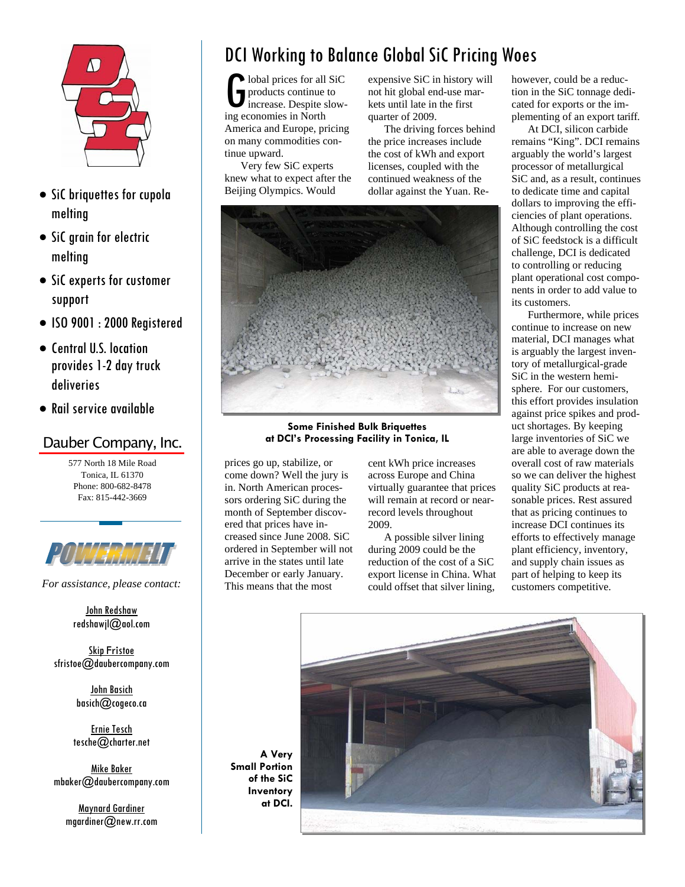- SiC briquettes for cupola melting
- SiC grain for electric melting
- SiC experts for customer support
- ISO 9001 : 2000 Registered
- Central U.S. location provides 1-2 day truck deliveries
- Rail service available

## Dauber Company, Inc.

577 North 18 Mile Road
Tonica, IL 61370
Phone: 800-682-8478
Fax: 815-442-3669

POWERMELT

*For assistance, please contact:*

John Redshaw
redshawjl@aol.com

Skip Fristoe
sfristoe@daubercompany.com

John Basich
basich@cogeco.ca

Ernie Tesch
tesche@charter.net

Mike Baker
mbaker@daubercompany.com

Maynard Gardiner
mgardiner@new.rr.com

# DCI Working to Balance Global SiC Pricing Woes

Global prices for all SiC products continue to increase. Despite slowing economies in North America and Europe, pricing on many commodities continue upward.

Very few SiC experts knew what to expect after the Beijing Olympics. Would prices go up, stabilize, or come down? Well the jury is in. North American processors ordering SiC during the month of September discovered that prices have increased since June 2008. SiC ordered in September will not arrive in the states until late December or early January. This means that the most expensive SiC in history will not hit global end-use markets until late in the first quarter of 2009.

The driving forces behind the price increases include the cost of kWh and export licenses, coupled with the continued weakness of the dollar against the Yuan. Recent kWh price increases across Europe and China virtually guarantee that prices will remain at record or near-record levels throughout 2009.

A possible silver lining during 2009 could be the reduction of the cost of a SiC export license in China. What could offset that silver lining, however, could be a reduction in the SiC tonnage dedicated for exports or the implementing of an export tariff.

At DCI, silicon carbide remains "King". DCI remains arguably the world's largest processor of metallurgical SiC and, as a result, continues to dedicate time and capital dollars to improving the efficiencies of plant operations. Although controlling the cost of SiC feedstock is a difficult challenge, DCI is dedicated to controlling or reducing plant operational cost components in order to add value to its customers.

Furthermore, while prices continue to increase on new material, DCI manages what is arguably the largest inventory of metallurgical-grade SiC in the western hemisphere. For our customers, this effort provides insulation against price spikes and product shortages. By keeping large inventories of SiC we are able to average down the overall cost of raw materials so we can deliver the highest quality SiC products at reasonable prices. Rest assured that as pricing continues to increase DCI continues its efforts to effectively manage plant efficiency, inventory, and supply chain issues as part of helping to keep its customers competitive.

**Some Finished Bulk Briquettes at DCI's Processing Facility in Tonica, IL**

**A Very Small Portion of the SiC Inventory at DCI.**